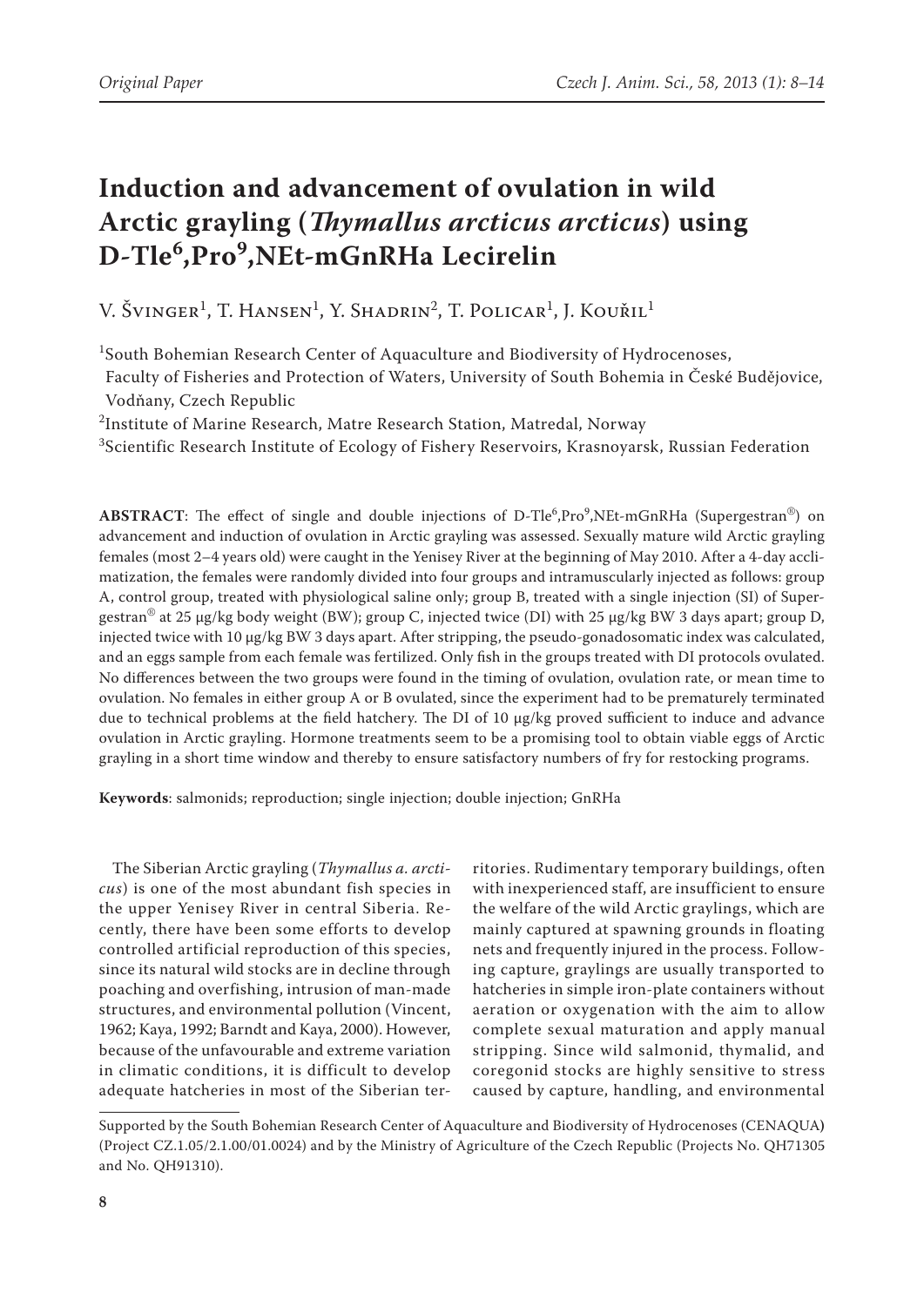# Induction and advancement of ovulation in wild Arctic grayling (*Thymallus arcticus arcticus*) using D-Tle$^{6}$,Pro$^{9}$,NEt-mGnRHa Lecirelin

V. Švinger[1], T. Hansen[1], Y. Shadrin[2], T. Policar[1], J. Kouřil[1]

[1]South Bohemian Research Center of Aquaculture and Biodiversity of Hydrocenoses, Faculty of Fisheries and Protection of Waters, University of South Bohemia in České Budějovice, Vodňany, Czech Republic

[2]Institute of Marine Research, Matre Research Station, Matredal, Norway

[3]Scientific Research Institute of Ecology of Fishery Reservoirs, Krasnoyarsk, Russian Federation

**ABSTRACT**: The effect of single and double injections of D-Tle$^{6}$,Pro$^{9}$,NEt-mGnRHa (Supergestran®) on advancement and induction of ovulation in Arctic grayling was assessed. Sexually mature wild Arctic grayling females (most 2–4 years old) were caught in the Yenisey River at the beginning of May 2010. After a 4-day acclimatization, the females were randomly divided into four groups and intramuscularly injected as follows: group A, control group, treated with physiological saline only; group B, treated with a single injection (SI) of Supergestran® at 25 µg/kg body weight (BW); group C, injected twice (DI) with 25 µg/kg BW 3 days apart; group D, injected twice with 10 µg/kg BW 3 days apart. After stripping, the pseudo-gonadosomatic index was calculated, and an eggs sample from each female was fertilized. Only fish in the groups treated with DI protocols ovulated. No differences between the two groups were found in the timing of ovulation, ovulation rate, or mean time to ovulation. No females in either group A or B ovulated, since the experiment had to be prematurely terminated due to technical problems at the field hatchery. The DI of 10 µg/kg proved sufficient to induce and advance ovulation in Arctic grayling. Hormone treatments seem to be a promising tool to obtain viable eggs of Arctic grayling in a short time window and thereby to ensure satisfactory numbers of fry for restocking programs.

**Keywords**: salmonids; reproduction; single injection; double injection; GnRHa

The Siberian Arctic grayling (*Thymallus a. arcticus*) is one of the most abundant fish species in the upper Yenisey River in central Siberia. Recently, there have been some efforts to develop controlled artificial reproduction of this species, since its natural wild stocks are in decline through poaching and overfishing, intrusion of man-made structures, and environmental pollution (Vincent, 1962; Kaya, 1992; Barndt and Kaya, 2000). However, because of the unfavourable and extreme variation in climatic conditions, it is difficult to develop adequate hatcheries in most of the Siberian territories. Rudimentary temporary buildings, often with inexperienced staff, are insufficient to ensure the welfare of the wild Arctic graylings, which are mainly captured at spawning grounds in floating nets and frequently injured in the process. Following capture, graylings are usually transported to hatcheries in simple iron-plate containers without aeration or oxygenation with the aim to allow complete sexual maturation and apply manual stripping. Since wild salmonid, thymalid, and coregonid stocks are highly sensitive to stress caused by capture, handling, and environmental

Supported by the South Bohemian Research Center of Aquaculture and Biodiversity of Hydrocenoses (CENAQUA) (Project CZ.1.05/2.1.00/01.0024) and by the Ministry of Agriculture of the Czech Republic (Projects No. QH71305 and No. QH91310).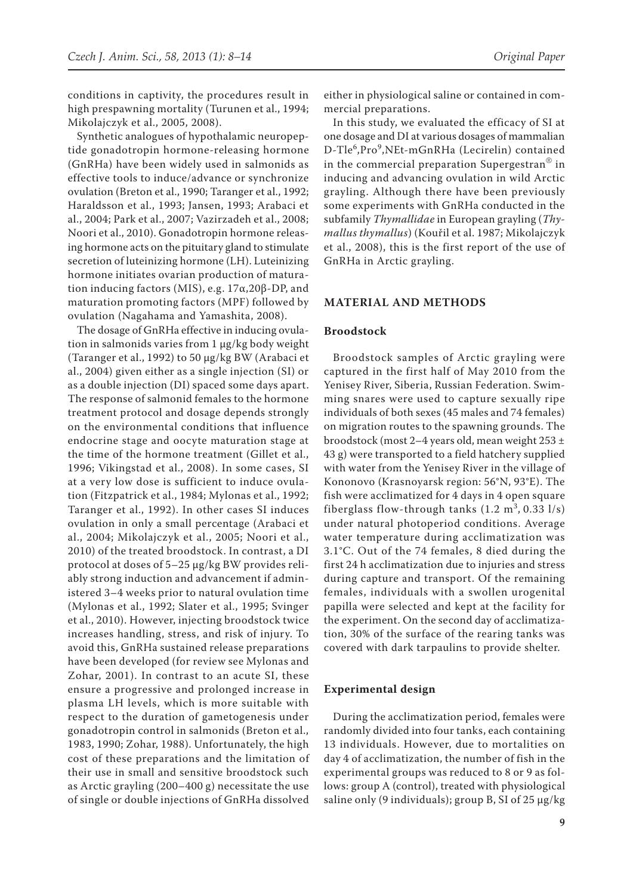conditions in captivity, the procedures result in high prespawning mortality (Turunen et al., 1994; Mikolajczyk et al., 2005, 2008).

Synthetic analogues of hypothalamic neuropeptide gonadotropin hormone-releasing hormone (GnRHa) have been widely used in salmonids as effective tools to induce/advance or synchronize ovulation (Breton et al., 1990; Taranger et al., 1992; Haraldsson et al., 1993; Jansen, 1993; Arabaci et al., 2004; Park et al., 2007; Vazirzadeh et al., 2008; Noori et al., 2010). Gonadotropin hormone releasing hormone acts on the pituitary gland to stimulate secretion of luteinizing hormone (LH). Luteinizing hormone initiates ovarian production of maturation inducing factors (MIS), e.g. 17α,20β-DP, and maturation promoting factors (MPF) followed by ovulation (Nagahama and Yamashita, 2008).

The dosage of GnRHa effective in inducing ovulation in salmonids varies from 1 µg/kg body weight (Taranger et al., 1992) to 50 µg/kg BW (Arabaci et al., 2004) given either as a single injection (SI) or as a double injection (DI) spaced some days apart. The response of salmonid females to the hormone treatment protocol and dosage depends strongly on the environmental conditions that influence endocrine stage and oocyte maturation stage at the time of the hormone treatment (Gillet et al., 1996; Vikingstad et al., 2008). In some cases, SI at a very low dose is sufficient to induce ovulation (Fitzpatrick et al., 1984; Mylonas et al., 1992; Taranger et al., 1992). In other cases SI induces ovulation in only a small percentage (Arabaci et al., 2004; Mikolajczyk et al., 2005; Noori et al., 2010) of the treated broodstock. In contrast, a DI protocol at doses of 5–25 µg/kg BW provides reliably strong induction and advancement if administered 3–4 weeks prior to natural ovulation time (Mylonas et al., 1992; Slater et al., 1995; Svinger et al., 2010). However, injecting broodstock twice increases handling, stress, and risk of injury. To avoid this, GnRHa sustained release preparations have been developed (for review see Mylonas and Zohar, 2001). In contrast to an acute SI, these ensure a progressive and prolonged increase in plasma LH levels, which is more suitable with respect to the duration of gametogenesis under gonadotropin control in salmonids (Breton et al., 1983, 1990; Zohar, 1988). Unfortunately, the high cost of these preparations and the limitation of their use in small and sensitive broodstock such as Arctic grayling (200–400 g) necessitate the use of single or double injections of GnRHa dissolved either in physiological saline or contained in commercial preparations.

In this study, we evaluated the efficacy of SI at one dosage and DI at various dosages of mammalian D-Tle[6],Pro[9],NEt-mGnRHa (Lecirelin) contained in the commercial preparation Supergestran® in inducing and advancing ovulation in wild Arctic grayling. Although there have been previously some experiments with GnRHa conducted in the subfamily *Thymallidae* in European grayling (*Thymallus thymallus*) (Kouřil et al. 1987; Mikolajczyk et al., 2008), this is the first report of the use of GnRHa in Arctic grayling.

## MATERIAL AND METHODS

### Broodstock

Broodstock samples of Arctic grayling were captured in the first half of May 2010 from the Yenisey River, Siberia, Russian Federation. Swimming snares were used to capture sexually ripe individuals of both sexes (45 males and 74 females) on migration routes to the spawning grounds. The broodstock (most 2–4 years old, mean weight 253 ± 43 g) were transported to a field hatchery supplied with water from the Yenisey River in the village of Kononovo (Krasnoyarsk region: 56°N, 93°E). The fish were acclimatized for 4 days in 4 open square fiberglass flow-through tanks (1.2 m$^3$, 0.33 l/s) under natural photoperiod conditions. Average water temperature during acclimatization was 3.1°C. Out of the 74 females, 8 died during the first 24 h acclimatization due to injuries and stress during capture and transport. Of the remaining females, individuals with a swollen urogenital papilla were selected and kept at the facility for the experiment. On the second day of acclimatization, 30% of the surface of the rearing tanks was covered with dark tarpaulins to provide shelter.

### Experimental design

During the acclimatization period, females were randomly divided into four tanks, each containing 13 individuals. However, due to mortalities on day 4 of acclimatization, the number of fish in the experimental groups was reduced to 8 or 9 as follows: group A (control), treated with physiological saline only (9 individuals); group B, SI of 25 µg/kg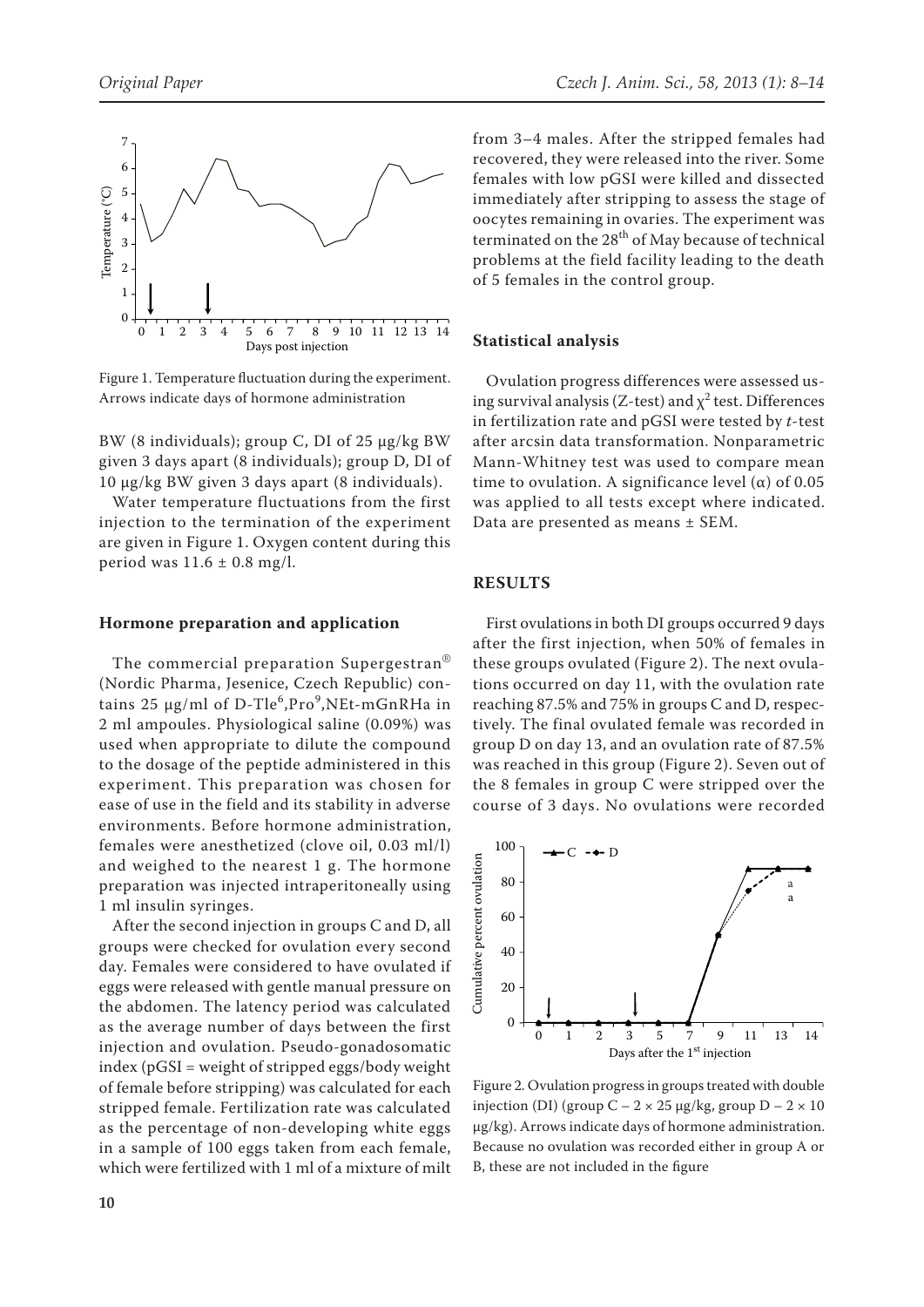Figure 1. Temperature fluctuation during the experiment. Arrows indicate days of hormone administration

BW (8 individuals); group C, DI of 25 μg/kg BW given 3 days apart (8 individuals); group D, DI of 10 μg/kg BW given 3 days apart (8 individuals).

Water temperature fluctuations from the first injection to the termination of the experiment are given in Figure 1. Oxygen content during this period was 11.6 ± 0.8 mg/l.

### Hormone preparation and application

The commercial preparation Supergestran® (Nordic Pharma, Jesenice, Czech Republic) contains 25 μg/ml of D-Tle[6],Pro[9],NEt-mGnRHa in 2 ml ampoules. Physiological saline (0.09%) was used when appropriate to dilute the compound to the dosage of the peptide administered in this experiment. This preparation was chosen for ease of use in the field and its stability in adverse environments. Before hormone administration, females were anesthetized (clove oil, 0.03 ml/l) and weighed to the nearest 1 g. The hormone preparation was injected intraperitoneally using 1 ml insulin syringes.

After the second injection in groups C and D, all groups were checked for ovulation every second day. Females were considered to have ovulated if eggs were released with gentle manual pressure on the abdomen. The latency period was calculated as the average number of days between the first injection and ovulation. Pseudo-gonadosomatic index (pGSI = weight of stripped eggs/body weight of female before stripping) was calculated for each stripped female. Fertilization rate was calculated as the percentage of non-developing white eggs in a sample of 100 eggs taken from each female, which were fertilized with 1 ml of a mixture of milt from 3–4 males. After the stripped females had recovered, they were released into the river. Some females with low pGSI were killed and dissected immediately after stripping to assess the stage of oocytes remaining in ovaries. The experiment was terminated on the 28[th] of May because of technical problems at the field facility leading to the death of 5 females in the control group.

### Statistical analysis

Ovulation progress differences were assessed using survival analysis (Z-test) and $\chi^2$ test. Differences in fertilization rate and pGSI were tested by *t*-test after arcsin data transformation. Nonparametric Mann-Whitney test was used to compare mean time to ovulation. A significance level ($\alpha$) of 0.05 was applied to all tests except where indicated. Data are presented as means ± SEM.

## RESULTS

First ovulations in both DI groups occurred 9 days after the first injection, when 50% of females in these groups ovulated (Figure 2). The next ovulations occurred on day 11, with the ovulation rate reaching 87.5% and 75% in groups C and D, respectively. The final ovulated female was recorded in group D on day 13, and an ovulation rate of 87.5% was reached in this group (Figure 2). Seven out of the 8 females in group C were stripped over the course of 3 days. No ovulations were recorded

Figure 2. Ovulation progress in groups treated with double injection (DI) (group C – 2 × 25 μg/kg, group D – 2 × 10 μg/kg). Arrows indicate days of hormone administration. Because no ovulation was recorded either in group A or B, these are not included in the figure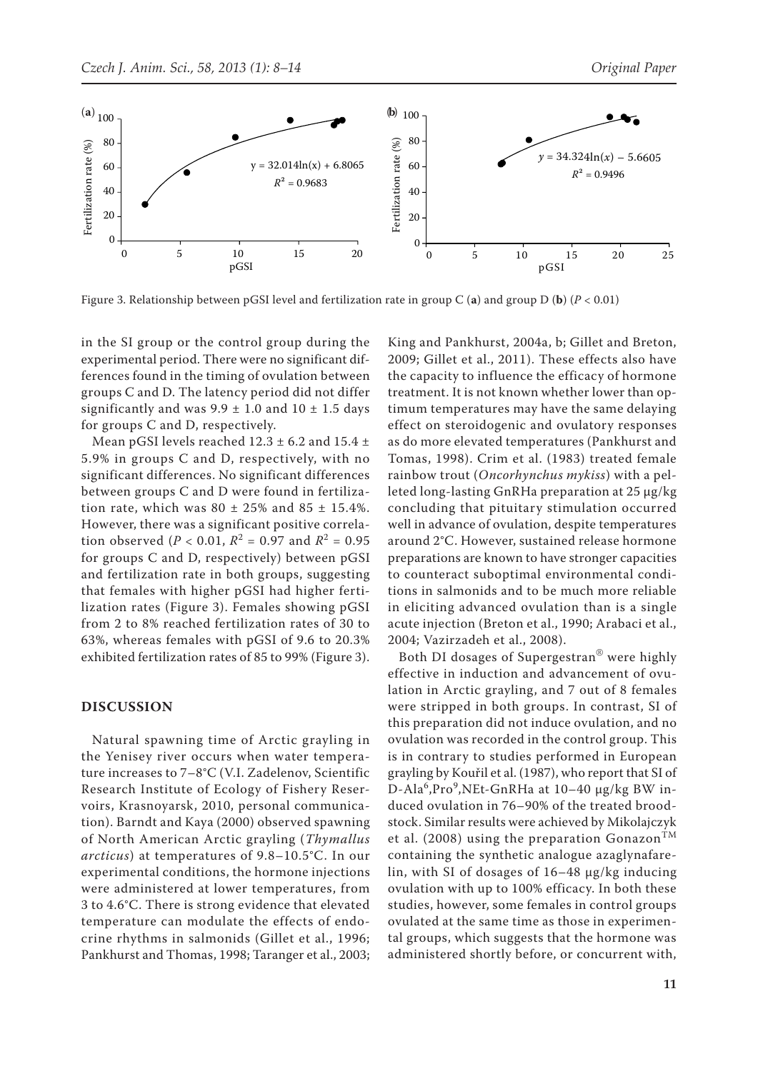Figure 3. Relationship between pGSI level and fertilization rate in group C (**a**) and group D (**b**) ($P < 0.01$)

in the SI group or the control group during the experimental period. There were no significant differences found in the timing of ovulation between groups C and D. The latency period did not differ significantly and was 9.9 ± 1.0 and 10 ± 1.5 days for groups C and D, respectively.

Mean pGSI levels reached 12.3 ± 6.2 and 15.4 ± 5.9% in groups C and D, respectively, with no significant differences. No significant differences between groups C and D were found in fertilization rate, which was 80 ± 25% and 85 ± 15.4%. However, there was a significant positive correlation observed ($P < 0.01$, $R^2 = 0.97$ and $R^2 = 0.95$ for groups C and D, respectively) between pGSI and fertilization rate in both groups, suggesting that females with higher pGSI had higher fertilization rates (Figure 3). Females showing pGSI from 2 to 8% reached fertilization rates of 30 to 63%, whereas females with pGSI of 9.6 to 20.3% exhibited fertilization rates of 85 to 99% (Figure 3).

## DISCUSSION

Natural spawning time of Arctic grayling in the Yenisey river occurs when water temperature increases to 7–8°C (V.I. Zadelenov, Scientific Research Institute of Ecology of Fishery Reservoirs, Krasnoyarsk, 2010, personal communication). Barndt and Kaya (2000) observed spawning of North American Arctic grayling (*Thymallus arcticus*) at temperatures of 9.8–10.5°C. In our experimental conditions, the hormone injections were administered at lower temperatures, from 3 to 4.6°C. There is strong evidence that elevated temperature can modulate the effects of endocrine rhythms in salmonids (Gillet et al., 1996; Pankhurst and Thomas, 1998; Taranger et al., 2003; King and Pankhurst, 2004a, b; Gillet and Breton, 2009; Gillet et al., 2011). These effects also have the capacity to influence the efficacy of hormone treatment. It is not known whether lower than optimum temperatures may have the same delaying effect on steroidogenic and ovulatory responses as do more elevated temperatures (Pankhurst and Tomas, 1998). Crim et al. (1983) treated female rainbow trout (*Oncorhynchus mykiss*) with a pelleted long-lasting GnRHa preparation at 25 μg/kg concluding that pituitary stimulation occurred well in advance of ovulation, despite temperatures around 2°C. However, sustained release hormone preparations are known to have stronger capacities to counteract suboptimal environmental conditions in salmonids and to be much more reliable in eliciting advanced ovulation than is a single acute injection (Breton et al., 1990; Arabaci et al., 2004; Vazirzadeh et al., 2008).

Both DI dosages of Supergestran® were highly effective in induction and advancement of ovulation in Arctic grayling, and 7 out of 8 females were stripped in both groups. In contrast, SI of this preparation did not induce ovulation, and no ovulation was recorded in the control group. This is in contrary to studies performed in European grayling by Kouřil et al. (1987), who report that SI of D-Ala[6],Pro[9],NEt-GnRHa at 10–40 μg/kg BW induced ovulation in 76–90% of the treated broodstock. Similar results were achieved by Mikolajczyk et al. (2008) using the preparation Gonazon™ containing the synthetic analogue azaglynafarelin, with SI of dosages of 16–48 μg/kg inducing ovulation with up to 100% efficacy. In both these studies, however, some females in control groups ovulated at the same time as those in experimental groups, which suggests that the hormone was administered shortly before, or concurrent with,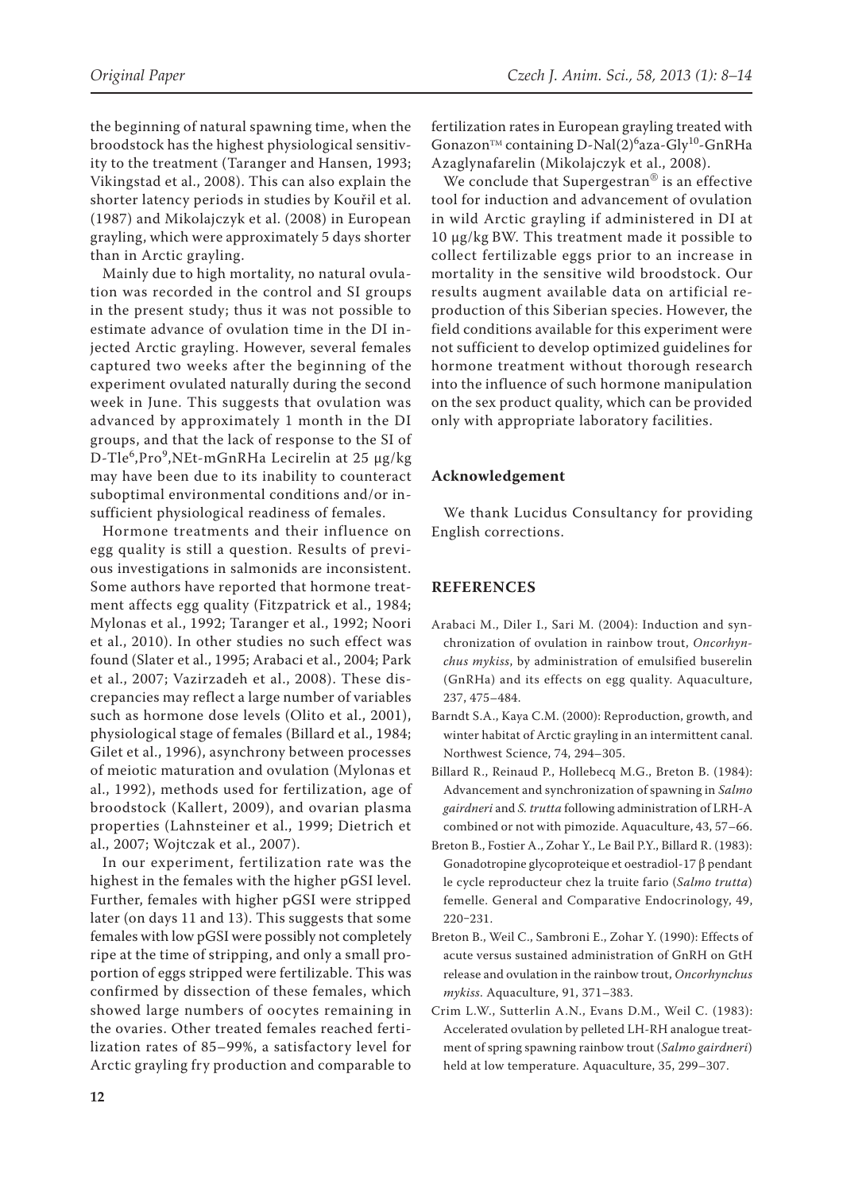the beginning of natural spawning time, when the broodstock has the highest physiological sensitivity to the treatment (Taranger and Hansen, 1993; Vikingstad et al., 2008). This can also explain the shorter latency periods in studies by Kouřil et al. (1987) and Mikolajczyk et al. (2008) in European grayling, which were approximately 5 days shorter than in Arctic grayling.

Mainly due to high mortality, no natural ovulation was recorded in the control and SI groups in the present study; thus it was not possible to estimate advance of ovulation time in the DI injected Arctic grayling. However, several females captured two weeks after the beginning of the experiment ovulated naturally during the second week in June. This suggests that ovulation was advanced by approximately 1 month in the DI groups, and that the lack of response to the SI of D-Tle$^6$,Pro$^9$,NEt-mGnRHa Lecirelin at 25 μg/kg may have been due to its inability to counteract suboptimal environmental conditions and/or insufficient physiological readiness of females.

Hormone treatments and their influence on egg quality is still a question. Results of previous investigations in salmonids are inconsistent. Some authors have reported that hormone treatment affects egg quality (Fitzpatrick et al., 1984; Mylonas et al., 1992; Taranger et al., 1992; Noori et al., 2010). In other studies no such effect was found (Slater et al., 1995; Arabaci et al., 2004; Park et al., 2007; Vazirzadeh et al., 2008). These discrepancies may reflect a large number of variables such as hormone dose levels (Olito et al., 2001), physiological stage of females (Billard et al., 1984; Gilet et al., 1996), asynchrony between processes of meiotic maturation and ovulation (Mylonas et al., 1992), methods used for fertilization, age of broodstock (Kallert, 2009), and ovarian plasma properties (Lahnsteiner et al., 1999; Dietrich et al., 2007; Wojtczak et al., 2007).

In our experiment, fertilization rate was the highest in the females with the higher pGSI level. Further, females with higher pGSI were stripped later (on days 11 and 13). This suggests that some females with low pGSI were possibly not completely ripe at the time of stripping, and only a small proportion of eggs stripped were fertilizable. This was confirmed by dissection of these females, which showed large numbers of oocytes remaining in the ovaries. Other treated females reached fertilization rates of 85–99%, a satisfactory level for Arctic grayling fry production and comparable to fertilization rates in European grayling treated with Gonazon™ containing D-Nal(2)$^6$aza-Gly$^{10}$-GnRHa Azaglynafarelin (Mikolajczyk et al., 2008).

We conclude that Supergestran® is an effective tool for induction and advancement of ovulation in wild Arctic grayling if administered in DI at 10 μg/kg BW. This treatment made it possible to collect fertilizable eggs prior to an increase in mortality in the sensitive wild broodstock. Our results augment available data on artificial reproduction of this Siberian species. However, the field conditions available for this experiment were not sufficient to develop optimized guidelines for hormone treatment without thorough research into the influence of such hormone manipulation on the sex product quality, which can be provided only with appropriate laboratory facilities.

## Acknowledgement

We thank Lucidus Consultancy for providing English corrections.

## REFERENCES

Arabaci M., Diler I., Sari M. (2004): Induction and synchronization of ovulation in rainbow trout, *Oncorhynchus mykiss*, by administration of emulsified buserelin (GnRHa) and its effects on egg quality. Aquaculture, 237, 475–484.

Barndt S.A., Kaya C.M. (2000): Reproduction, growth, and winter habitat of Arctic grayling in an intermittent canal. Northwest Science, 74, 294–305.

Billard R., Reinaud P., Hollebecq M.G., Breton B. (1984): Advancement and synchronization of spawning in *Salmo gairdneri* and *S. trutta* following administration of LRH-A combined or not with pimozide. Aquaculture, 43, 57–66.

Breton B., Fostier A., Zohar Y., Le Bail P.Y., Billard R. (1983): Gonadotropine glycoproteique et oestradiol-17 β pendant le cycle reproducteur chez la truite fario (*Salmo trutta*) femelle. General and Comparative Endocrinology, 49, 220–231.

Breton B., Weil C., Sambroni E., Zohar Y. (1990): Effects of acute versus sustained administration of GnRH on GtH release and ovulation in the rainbow trout, *Oncorhynchus mykiss*. Aquaculture, 91, 371–383.

Crim L.W., Sutterlin A.N., Evans D.M., Weil C. (1983): Accelerated ovulation by pelleted LH-RH analogue treatment of spring spawning rainbow trout (*Salmo gairdneri*) held at low temperature. Aquaculture, 35, 299–307.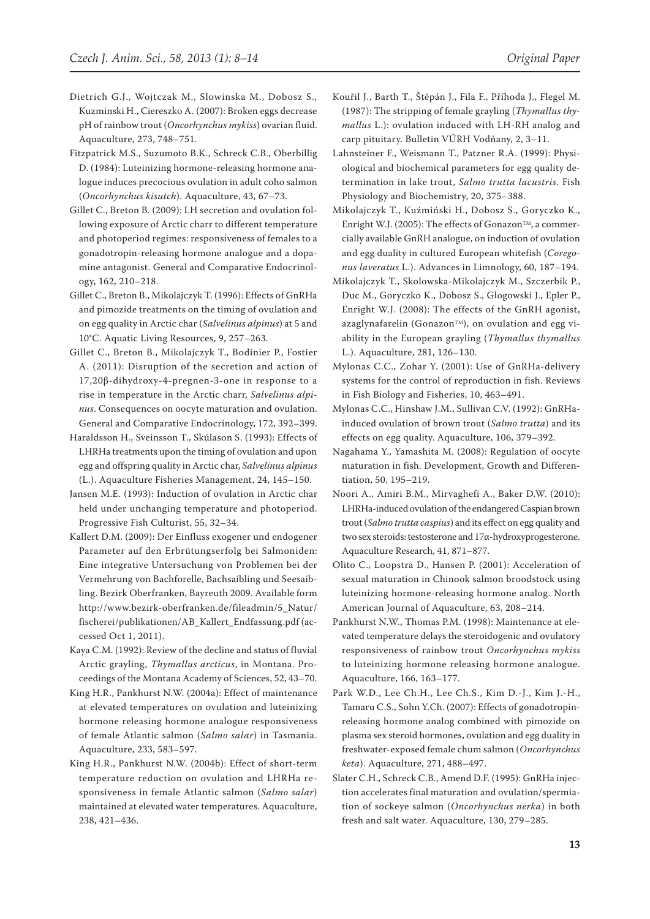Dietrich G.J., Wojtczak M., Slowinska M., Dobosz S., Kuzminski H., Ciereszko A. (2007): Broken eggs decrease pH of rainbow trout (*Oncorhynchus mykiss*) ovarian fluid. Aquaculture, 273, 748–751.

Fitzpatrick M.S., Suzumoto B.K., Schreck C.B., Oberbillig D. (1984): Luteinizing hormone-releasing hormone analogue induces precocious ovulation in adult coho salmon (*Oncorhynchus kisutch*). Aquaculture, 43, 67–73.

Gillet C., Breton B. (2009): LH secretion and ovulation following exposure of Arctic charr to different temperature and photoperiod regimes: responsiveness of females to a gonadotropin-releasing hormone analogue and a dopamine antagonist. General and Comparative Endocrinology, 162, 210–218.

Gillet C., Breton B., Mikolajczyk T. (1996): Effects of GnRHa and pimozide treatments on the timing of ovulation and on egg quality in Arctic char (*Salvelinus alpinus*) at 5 and 10°C. Aquatic Living Resources, 9, 257–263.

Gillet C., Breton B., Mikolajczyk T., Bodinier P., Fostier A. (2011): Disruption of the secretion and action of 17,20β-dihydroxy-4-pregnen-3-one in response to a rise in temperature in the Arctic charr, *Salvelinus alpinus*. Consequences on oocyte maturation and ovulation. General and Comparative Endocrinology, 172, 392–399.

Haraldsson H., Sveinsson T., Skúlason S. (1993): Effects of LHRHa treatments upon the timing of ovulation and upon egg and offspring quality in Arctic char, *Salvelinus alpinus* (L.). Aquaculture Fisheries Management, 24, 145–150.

Jansen M.E. (1993): Induction of ovulation in Arctic char held under unchanging temperature and photoperiod. Progressive Fish Culturist, 55, 32–34.

Kallert D.M. (2009): Der Einfluss exogener und endogener Parameter auf den Erbrütungserfolg bei Salmoniden: Eine integrative Untersuchung von Problemen bei der Vermehrung von Bachforelle, Bachsaibling und Seesaibling. Bezirk Oberfranken, Bayreuth 2009. Available form http://www.bezirk-oberfranken.de/fileadmin/5_Natur/fischerei/publikationen/AB_Kallert_Endfassung.pdf (accessed Oct 1, 2011).

Kaya C.M. (1992): Review of the decline and status of fluvial Arctic grayling, *Thymallus arcticus*, in Montana. Proceedings of the Montana Academy of Sciences, 52, 43–70.

King H.R., Pankhurst N.W. (2004a): Effect of maintenance at elevated temperatures on ovulation and luteinizing hormone releasing hormone analogue responsiveness of female Atlantic salmon (*Salmo salar*) in Tasmania. Aquaculture, 233, 583–597.

King H.R., Pankhurst N.W. (2004b): Effect of short-term temperature reduction on ovulation and LHRHa responsiveness in female Atlantic salmon (*Salmo salar*) maintained at elevated water temperatures. Aquaculture, 238, 421–436.

Kouřil J., Barth T., Štěpán J., Fila F., Příhoda J., Flegel M. (1987): The stripping of female grayling (*Thymallus thymallus* L.): ovulation induced with LH-RH analog and carp pituitary. Bulletin VÚRH Vodňany, 2, 3–11.

Lahnsteiner F., Weismann T., Patzner R.A. (1999): Physiological and biochemical parameters for egg quality determination in lake trout, *Salmo trutta lacustris*. Fish Physiology and Biochemistry, 20, 375–388.

Mikolajczyk T., Kuźmiński H., Dobosz S., Goryczko K., Enright W.J. (2005): The effects of Gonazon™, a commercially available GnRH analogue, on induction of ovulation and egg duality in cultured European whitefish (*Coregonus laveratus* L.). Advances in Limnology, 60, 187–194.

Mikolajczyk T., Skolowska-Mikolajczyk M., Szczerbik P., Duc M., Goryczko K., Dobosz S., Glogowski J., Epler P., Enright W.J. (2008): The effects of the GnRH agonist, azaglynafarelin (Gonazon™), on ovulation and egg viability in the European grayling (*Thymallus thymallus* L.). Aquaculture, 281, 126–130.

Mylonas C.C., Zohar Y. (2001): Use of GnRHa-delivery systems for the control of reproduction in fish. Reviews in Fish Biology and Fisheries, 10, 463–491.

Mylonas C.C., Hinshaw J.M., Sullivan C.V. (1992): GnRHa-induced ovulation of brown trout (*Salmo trutta*) and its effects on egg quality. Aquaculture, 106, 379–392.

Nagahama Y., Yamashita M. (2008): Regulation of oocyte maturation in fish. Development, Growth and Differentiation, 50, 195–219.

Noori A., Amiri B.M., Mirvaghefi A., Baker D.W. (2010): LHRHa-induced ovulation of the endangered Caspian brown trout (*Salmo trutta caspius*) and its effect on egg quality and two sex steroids: testosterone and 17α-hydroxyprogesterone. Aquaculture Research, 41, 871–877.

Olito C., Loopstra D., Hansen P. (2001): Acceleration of sexual maturation in Chinook salmon broodstock using luteinizing hormone-releasing hormone analog. North American Journal of Aquaculture, 63, 208–214.

Pankhurst N.W., Thomas P.M. (1998): Maintenance at elevated temperature delays the steroidogenic and ovulatory responsiveness of rainbow trout *Oncorhynchus mykiss* to luteinizing hormone releasing hormone analogue. Aquaculture, 166, 163–177.

Park W.D., Lee Ch.H., Lee Ch.S., Kim D.-J., Kim J.-H., Tamaru C.S., Sohn Y.Ch. (2007): Effects of gonadotropin-releasing hormone analog combined with pimozide on plasma sex steroid hormones, ovulation and egg duality in freshwater-exposed female chum salmon (*Oncorhynchus keta*). Aquaculture, 271, 488–497.

Slater C.H., Schreck C.B., Amend D.F. (1995): GnRHa injection accelerates final maturation and ovulation/spermiation of sockeye salmon (*Oncorhynchus nerka*) in both fresh and salt water. Aquaculture, 130, 279–285.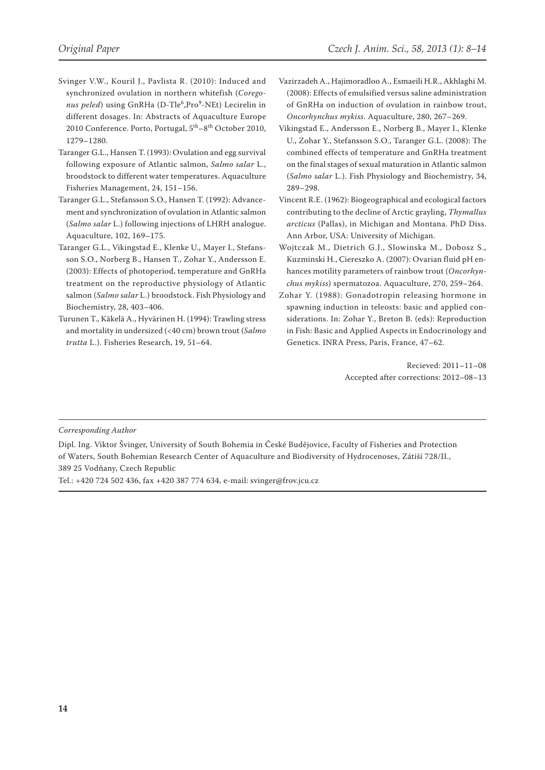Svinger V.W., Kouril J., Pavlista R. (2010): Induced and synchronized ovulation in northern whitefish (*Coregonus peled*) using GnRHa (D-Tle$^6$,Pro$^9$-NEt) Lecirelin in different dosages. In: Abstracts of Aquaculture Europe 2010 Conference. Porto, Portugal, 5$^{th}$–8$^{th}$ October 2010, 1279–1280.

Taranger G.L., Hansen T. (1993): Ovulation and egg survival following exposure of Atlantic salmon, *Salmo salar* L., broodstock to different water temperatures. Aquaculture Fisheries Management, 24, 151–156.

Taranger G.L., Stefansson S.O., Hansen T. (1992): Advancement and synchronization of ovulation in Atlantic salmon (*Salmo salar* L.) following injections of LHRH analogue. Aquaculture, 102, 169–175.

Taranger G.L., Vikingstad E., Klenke U., Mayer I., Stefansson S.O., Norberg B., Hansen T., Zohar Y., Andersson E. (2003): Effects of photoperiod, temperature and GnRHa treatment on the reproductive physiology of Atlantic salmon (*Salmo salar* L.) broodstock. Fish Physiology and Biochemistry, 28, 403–406.

Turunen T., Käkelä A., Hyvärinen H. (1994): Trawling stress and mortality in undersized (<40 cm) brown trout (*Salmo trutta* L.). Fisheries Research, 19, 51–64.

Vazirzadeh A., Hajimoradloo A., Esmaeili H.R., Akhlaghi M. (2008): Effects of emulsified versus saline administration of GnRHa on induction of ovulation in rainbow trout, *Oncorhynchus mykiss*. Aquaculture, 280, 267–269.

Vikingstad E., Andersson E., Norberg B., Mayer I., Klenke U., Zohar Y., Stefansson S.O., Taranger G.L. (2008): The combined effects of temperature and GnRHa treatment on the final stages of sexual maturation in Atlantic salmon (*Salmo salar* L.). Fish Physiology and Biochemistry, 34, 289–298.

Vincent R.E. (1962): Biogeographical and ecological factors contributing to the decline of Arctic grayling, *Thymallus arcticus* (Pallas), in Michigan and Montana. PhD Diss. Ann Arbor, USA: University of Michigan.

Wojtczak M., Dietrich G.J., Slowinska M., Dobosz S., Kuzminski H., Ciereszko A. (2007): Ovarian fluid pH enhances motility parameters of rainbow trout (*Oncorhynchus mykiss*) spermatozoa. Aquaculture, 270, 259–264.

Zohar Y. (1988): Gonadotropin releasing hormone in spawning induction in teleosts: basic and applied considerations. In: Zohar Y., Breton B. (eds): Reproduction in Fish: Basic and Applied Aspects in Endocrinology and Genetics. INRA Press, Paris, France, 47–62.

Recieved: 2011–11–08
Accepted after corrections: 2012–08–13

*Corresponding Author*

Dipl. Ing. Viktor Švinger, University of South Bohemia in České Budějovice, Faculty of Fisheries and Protection of Waters, South Bohemian Research Center of Aquaculture and Biodiversity of Hydrocenoses, Zátiší 728/II., 389 25 Vodňany, Czech Republic

Tel.: +420 724 502 436, fax +420 387 774 634, e-mail: svinger@frov.jcu.cz